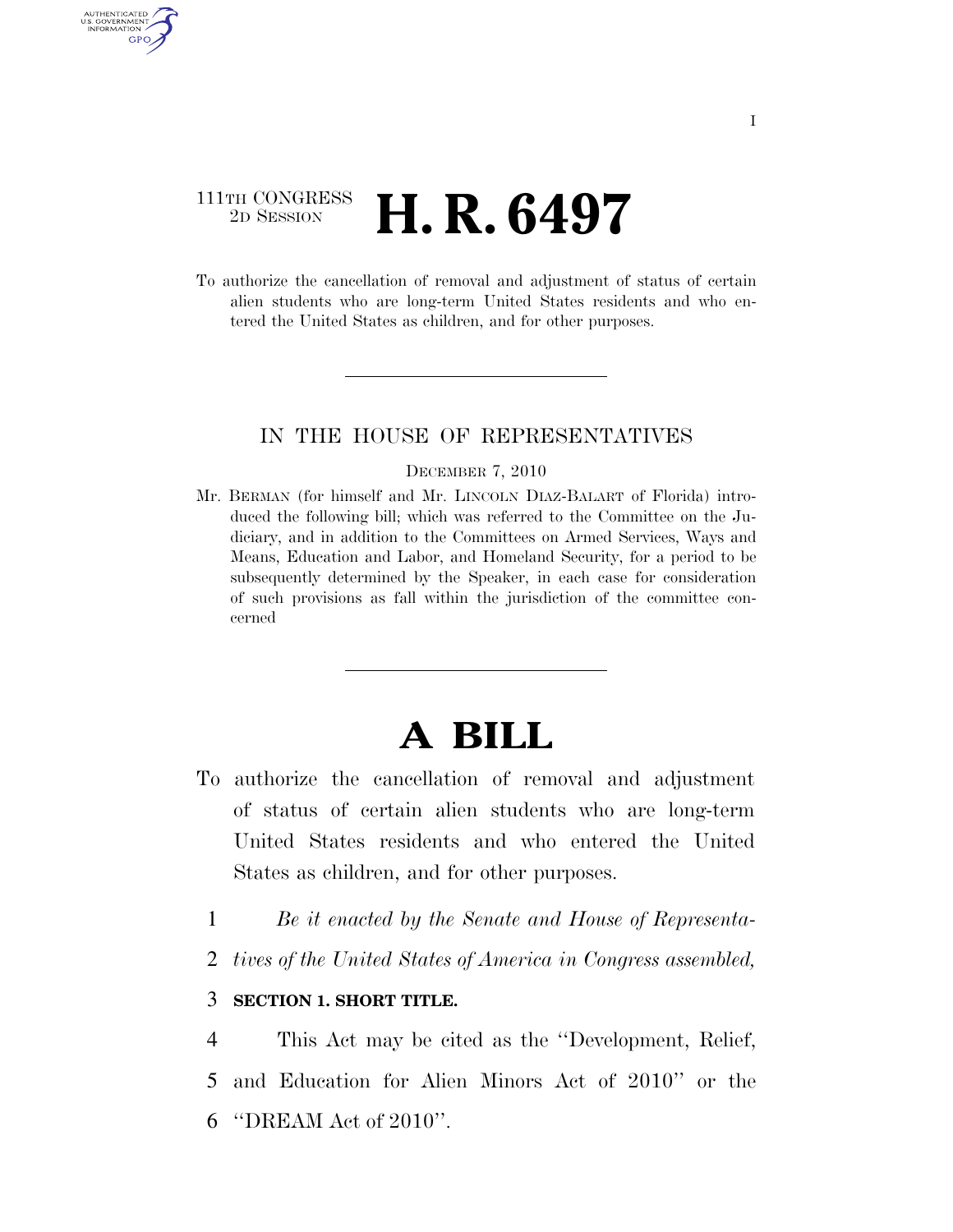111TH CONGRESS
2D SESSION

# H. R. 6497

To authorize the cancellation of removal and adjustment of status of certain alien students who are long-term United States residents and who entered the United States as children, and for other purposes.

## IN THE HOUSE OF REPRESENTATIVES

DECEMBER 7, 2010

Mr. BERMAN (for himself and Mr. LINCOLN DIAZ-BALART of Florida) introduced the following bill; which was referred to the Committee on the Judiciary, and in addition to the Committees on Armed Services, Ways and Means, Education and Labor, and Homeland Security, for a period to be subsequently determined by the Speaker, in each case for consideration of such provisions as fall within the jurisdiction of the committee concerned

# A BILL

To authorize the cancellation of removal and adjustment of status of certain alien students who are long-term United States residents and who entered the United States as children, and for other purposes.

1 *Be it enacted by the Senate and House of Representa-*
2 *tives of the United States of America in Congress assembled,*

3 **SECTION 1. SHORT TITLE.**

4 This Act may be cited as the ''Development, Relief,
5 and Education for Alien Minors Act of 2010'' or the
6 ''DREAM Act of 2010''.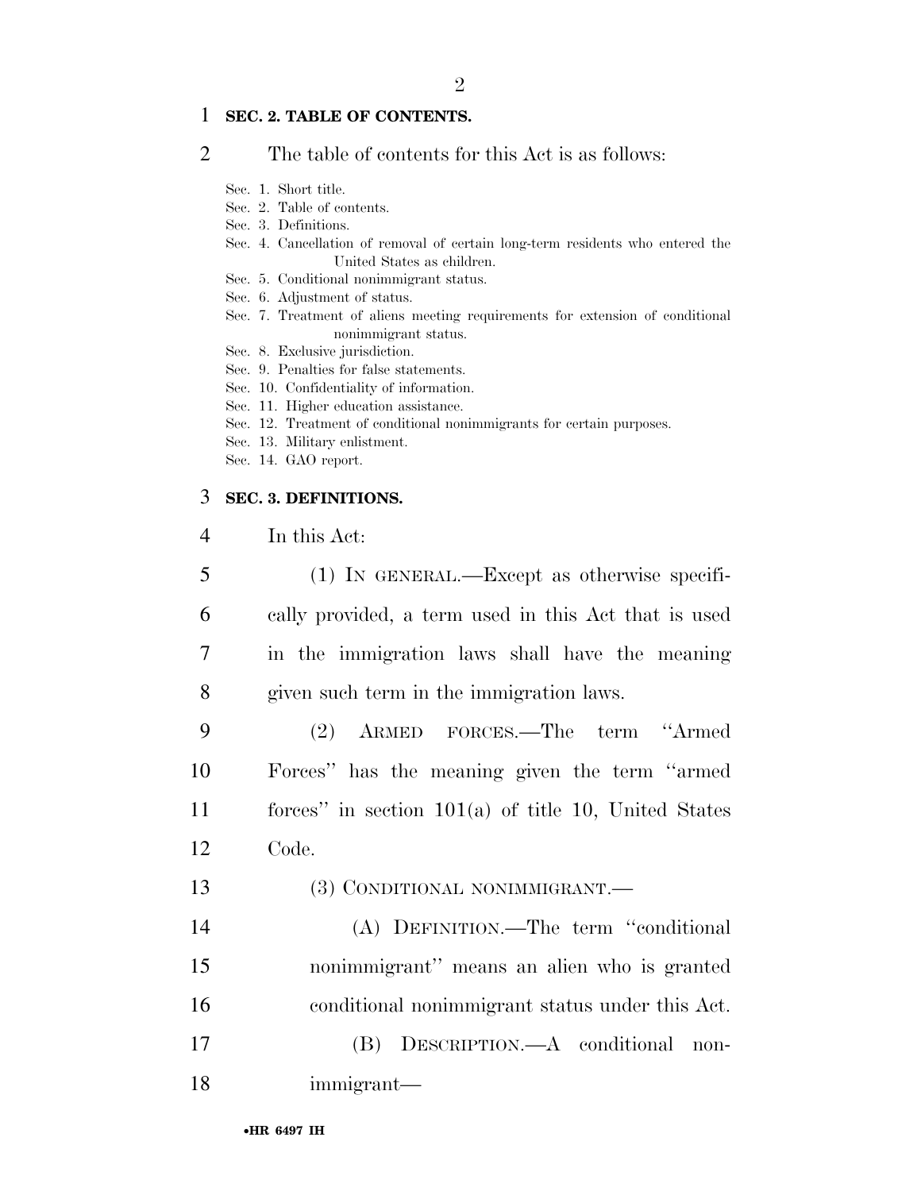## SEC. 2. TABLE OF CONTENTS.

The table of contents for this Act is as follows:

Sec. 1. Short title.
Sec. 2. Table of contents.
Sec. 3. Definitions.
Sec. 4. Cancellation of removal of certain long-term residents who entered the United States as children.
Sec. 5. Conditional nonimmigrant status.
Sec. 6. Adjustment of status.
Sec. 7. Treatment of aliens meeting requirements for extension of conditional nonimmigrant status.
Sec. 8. Exclusive jurisdiction.
Sec. 9. Penalties for false statements.
Sec. 10. Confidentiality of information.
Sec. 11. Higher education assistance.
Sec. 12. Treatment of conditional nonimmigrants for certain purposes.
Sec. 13. Military enlistment.
Sec. 14. GAO report.

## SEC. 3. DEFINITIONS.

In this Act:

(1) IN GENERAL.—Except as otherwise specifically provided, a term used in this Act that is used in the immigration laws shall have the meaning given such term in the immigration laws.

(2) ARMED FORCES.—The term ''Armed Forces'' has the meaning given the term ''armed forces'' in section 101(a) of title 10, United States Code.

(3) CONDITIONAL NONIMMIGRANT.—

(A) DEFINITION.—The term ''conditional nonimmigrant'' means an alien who is granted conditional nonimmigrant status under this Act.

(B) DESCRIPTION.—A conditional nonimmigrant—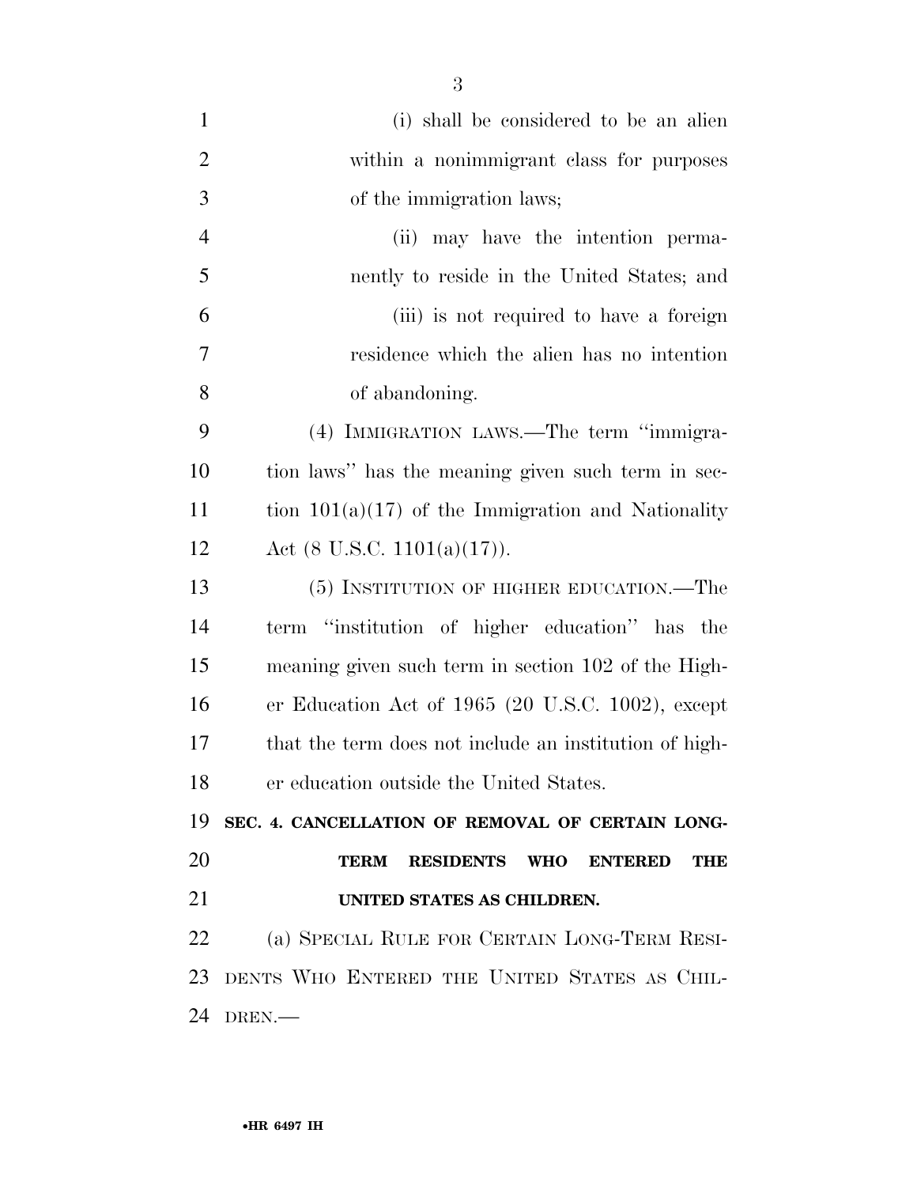(i) shall be considered to be an alien within a nonimmigrant class for purposes of the immigration laws;

(ii) may have the intention permanently to reside in the United States; and

(iii) is not required to have a foreign residence which the alien has no intention of abandoning.

(4) IMMIGRATION LAWS.—The term "immigration laws" has the meaning given such term in section 101(a)(17) of the Immigration and Nationality Act (8 U.S.C. 1101(a)(17)).

(5) INSTITUTION OF HIGHER EDUCATION.—The term "institution of higher education" has the meaning given such term in section 102 of the Higher Education Act of 1965 (20 U.S.C. 1002), except that the term does not include an institution of higher education outside the United States.

**SEC. 4. CANCELLATION OF REMOVAL OF CERTAIN LONG-TERM RESIDENTS WHO ENTERED THE UNITED STATES AS CHILDREN.**

(a) SPECIAL RULE FOR CERTAIN LONG-TERM RESIDENTS WHO ENTERED THE UNITED STATES AS CHILDREN.—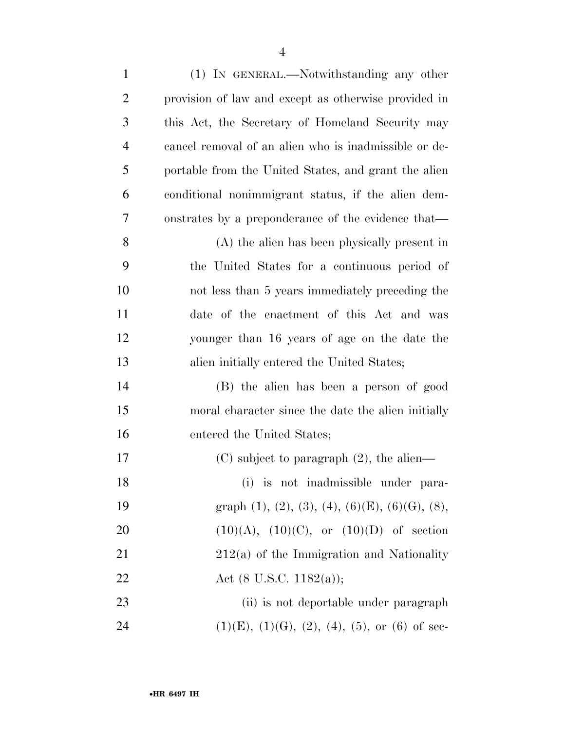(1) IN GENERAL.—Notwithstanding any other provision of law and except as otherwise provided in this Act, the Secretary of Homeland Security may cancel removal of an alien who is inadmissible or deportable from the United States, and grant the alien conditional nonimmigrant status, if the alien demonstrates by a preponderance of the evidence that—

(A) the alien has been physically present in the United States for a continuous period of not less than 5 years immediately preceding the date of the enactment of this Act and was younger than 16 years of age on the date the alien initially entered the United States;

(B) the alien has been a person of good moral character since the date the alien initially entered the United States;

(C) subject to paragraph (2), the alien—

(i) is not inadmissible under paragraph (1), (2), (3), (4), (6)(E), (6)(G), (8), (10)(A), (10)(C), or (10)(D) of section 212(a) of the Immigration and Nationality Act (8 U.S.C. 1182(a));

(ii) is not deportable under paragraph (1)(E), (1)(G), (2), (4), (5), or (6) of sec-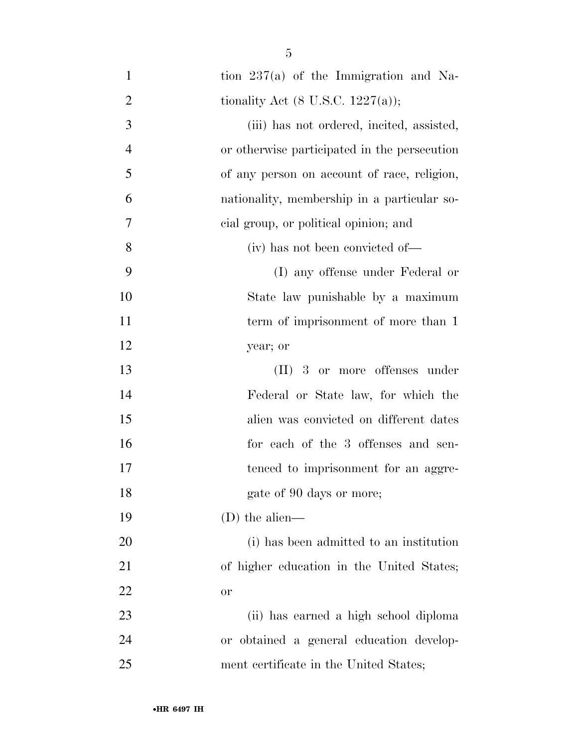tion 237(a) of the Immigration and Nationality Act (8 U.S.C. 1227(a));

(iii) has not ordered, incited, assisted, or otherwise participated in the persecution of any person on account of race, religion, nationality, membership in a particular social group, or political opinion; and

(iv) has not been convicted of—

(I) any offense under Federal or State law punishable by a maximum term of imprisonment of more than 1 year; or

(II) 3 or more offenses under Federal or State law, for which the alien was convicted on different dates for each of the 3 offenses and sentenced to imprisonment for an aggregate of 90 days or more;

(D) the alien—

(i) has been admitted to an institution of higher education in the United States; or

(ii) has earned a high school diploma or obtained a general education development certificate in the United States;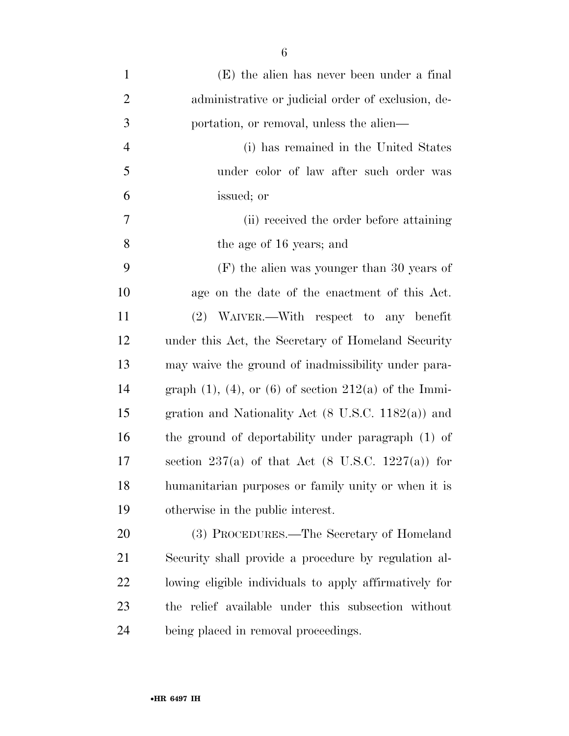(E) the alien has never been under a final administrative or judicial order of exclusion, deportation, or removal, unless the alien—

(i) has remained in the United States under color of law after such order was issued; or

(ii) received the order before attaining the age of 16 years; and

(F) the alien was younger than 30 years of age on the date of the enactment of this Act.

(2) WAIVER.—With respect to any benefit under this Act, the Secretary of Homeland Security may waive the ground of inadmissibility under paragraph (1), (4), or (6) of section 212(a) of the Immigration and Nationality Act (8 U.S.C. 1182(a)) and the ground of deportability under paragraph (1) of section 237(a) of that Act (8 U.S.C. 1227(a)) for humanitarian purposes or family unity or when it is otherwise in the public interest.

(3) PROCEDURES.—The Secretary of Homeland Security shall provide a procedure by regulation allowing eligible individuals to apply affirmatively for the relief available under this subsection without being placed in removal proceedings.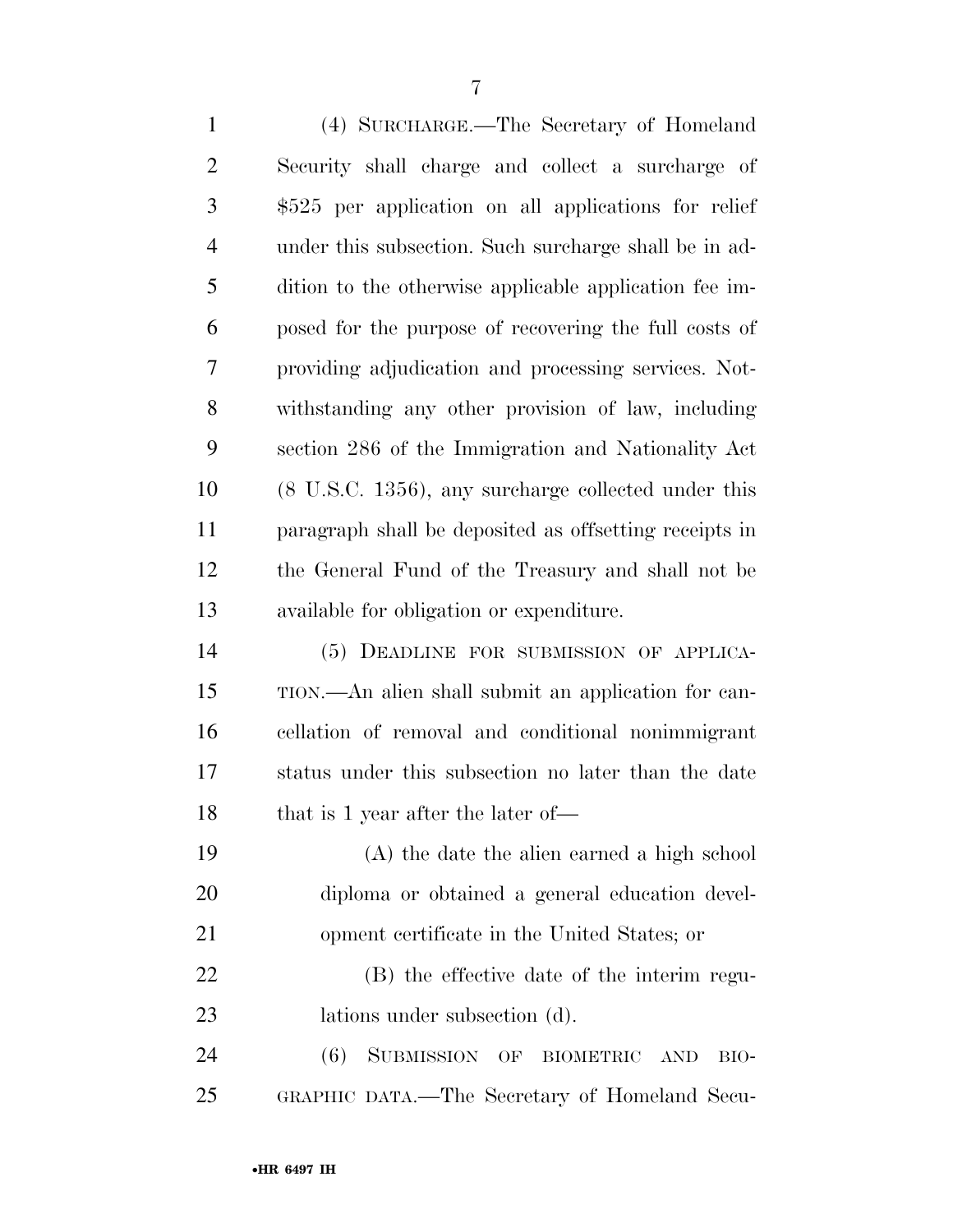(4) SURCHARGE.—The Secretary of Homeland Security shall charge and collect a surcharge of $525 per application on all applications for relief under this subsection. Such surcharge shall be in addition to the otherwise applicable application fee imposed for the purpose of recovering the full costs of providing adjudication and processing services. Notwithstanding any other provision of law, including section 286 of the Immigration and Nationality Act (8 U.S.C. 1356), any surcharge collected under this paragraph shall be deposited as offsetting receipts in the General Fund of the Treasury and shall not be available for obligation or expenditure.

(5) DEADLINE FOR SUBMISSION OF APPLICATION.—An alien shall submit an application for cancellation of removal and conditional nonimmigrant status under this subsection no later than the date that is 1 year after the later of—

(A) the date the alien earned a high school diploma or obtained a general education development certificate in the United States; or

(B) the effective date of the interim regulations under subsection (d).

(6) SUBMISSION OF BIOMETRIC AND BIOGRAPHIC DATA.—The Secretary of Homeland Secu-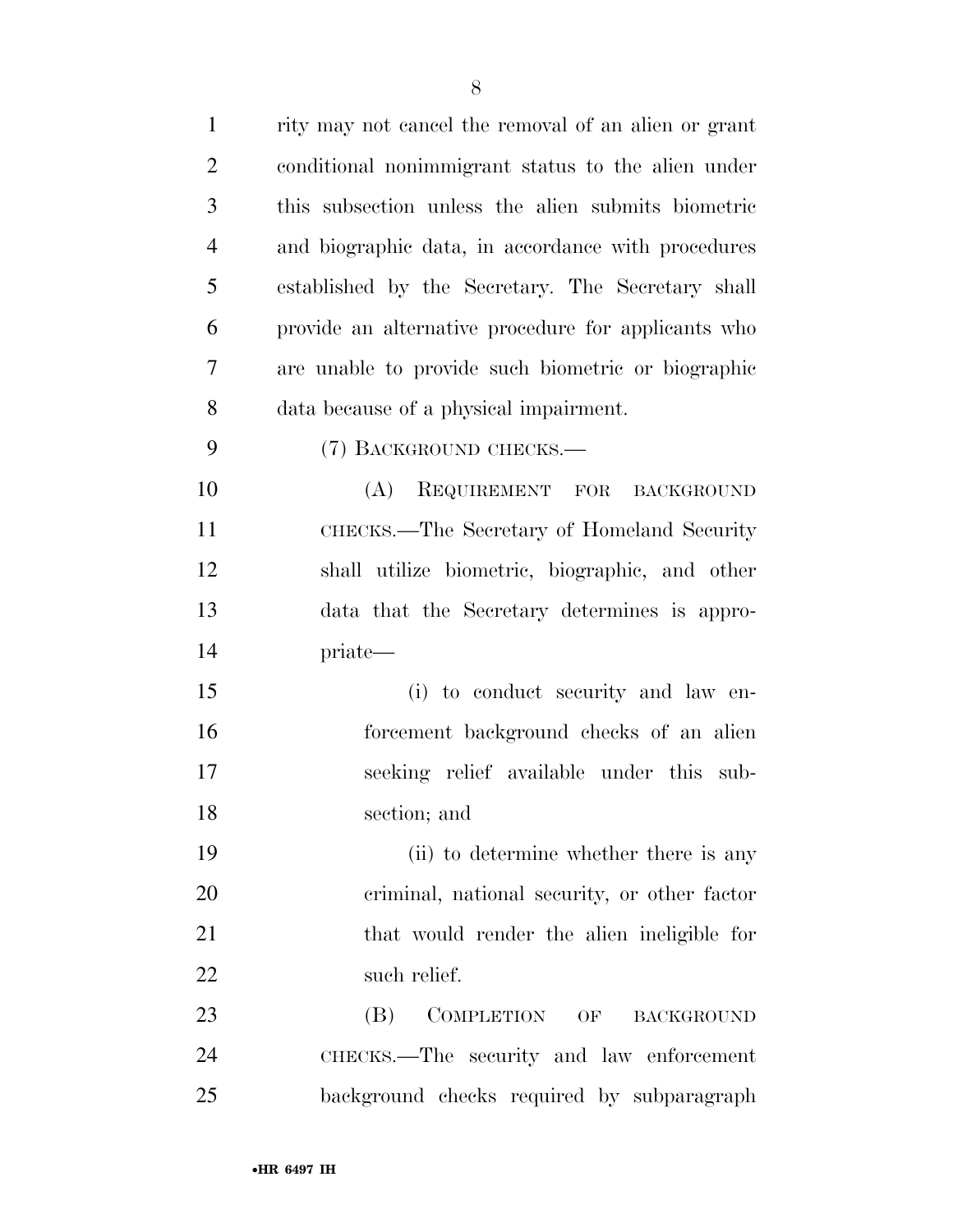rity may not cancel the removal of an alien or grant conditional nonimmigrant status to the alien under this subsection unless the alien submits biometric and biographic data, in accordance with procedures established by the Secretary. The Secretary shall provide an alternative procedure for applicants who are unable to provide such biometric or biographic data because of a physical impairment.

(7) BACKGROUND CHECKS.—

(A) REQUIREMENT FOR BACKGROUND CHECKS.—The Secretary of Homeland Security shall utilize biometric, biographic, and other data that the Secretary determines is appropriate—

(i) to conduct security and law enforcement background checks of an alien seeking relief available under this subsection; and

(ii) to determine whether there is any criminal, national security, or other factor that would render the alien ineligible for such relief.

(B) COMPLETION OF BACKGROUND CHECKS.—The security and law enforcement background checks required by subparagraph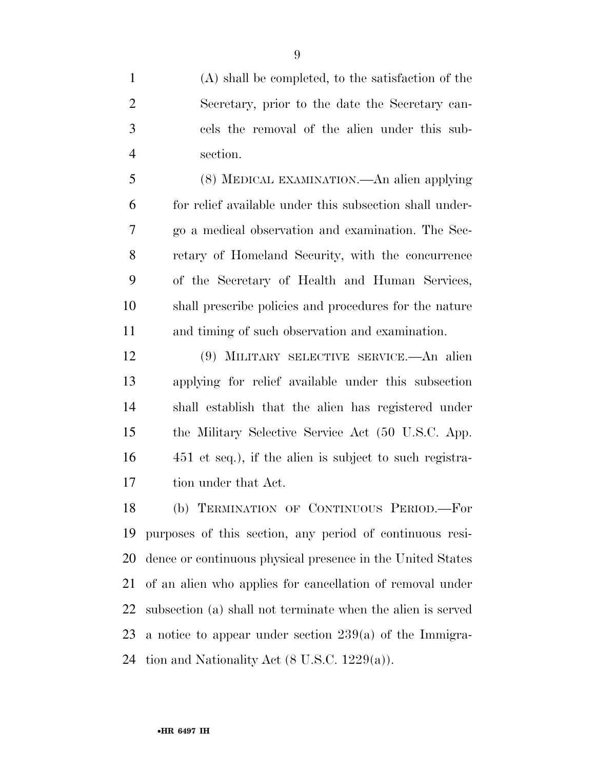(A) shall be completed, to the satisfaction of the Secretary, prior to the date the Secretary cancels the removal of the alien under this subsection.

(8) MEDICAL EXAMINATION.—An alien applying for relief available under this subsection shall undergo a medical observation and examination. The Secretary of Homeland Security, with the concurrence of the Secretary of Health and Human Services, shall prescribe policies and procedures for the nature and timing of such observation and examination.

(9) MILITARY SELECTIVE SERVICE.—An alien applying for relief available under this subsection shall establish that the alien has registered under the Military Selective Service Act (50 U.S.C. App. 451 et seq.), if the alien is subject to such registration under that Act.

(b) TERMINATION OF CONTINUOUS PERIOD.—For purposes of this section, any period of continuous residence or continuous physical presence in the United States of an alien who applies for cancellation of removal under subsection (a) shall not terminate when the alien is served a notice to appear under section 239(a) of the Immigration and Nationality Act (8 U.S.C. 1229(a)).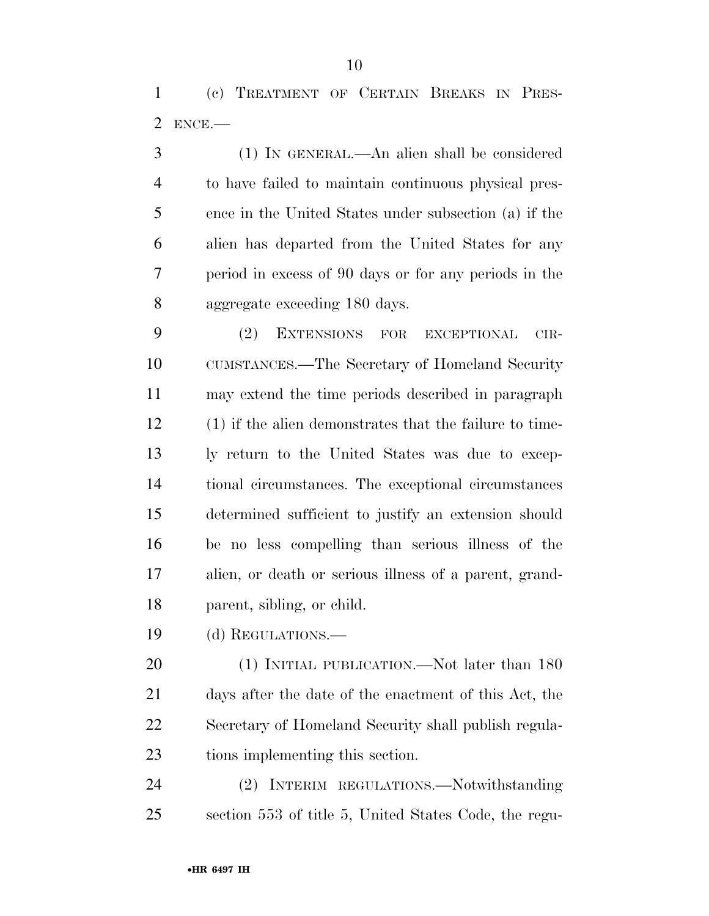(c) TREATMENT OF CERTAIN BREAKS IN PRESENCE.—

(1) IN GENERAL.—An alien shall be considered to have failed to maintain continuous physical presence in the United States under subsection (a) if the alien has departed from the United States for any period in excess of 90 days or for any periods in the aggregate exceeding 180 days.

(2) EXTENSIONS FOR EXCEPTIONAL CIRCUMSTANCES.—The Secretary of Homeland Security may extend the time periods described in paragraph (1) if the alien demonstrates that the failure to timely return to the United States was due to exceptional circumstances. The exceptional circumstances determined sufficient to justify an extension should be no less compelling than serious illness of the alien, or death or serious illness of a parent, grandparent, sibling, or child.

(d) REGULATIONS.—

(1) INITIAL PUBLICATION.—Not later than 180 days after the date of the enactment of this Act, the Secretary of Homeland Security shall publish regulations implementing this section.

(2) INTERIM REGULATIONS.—Notwithstanding section 553 of title 5, United States Code, the regu-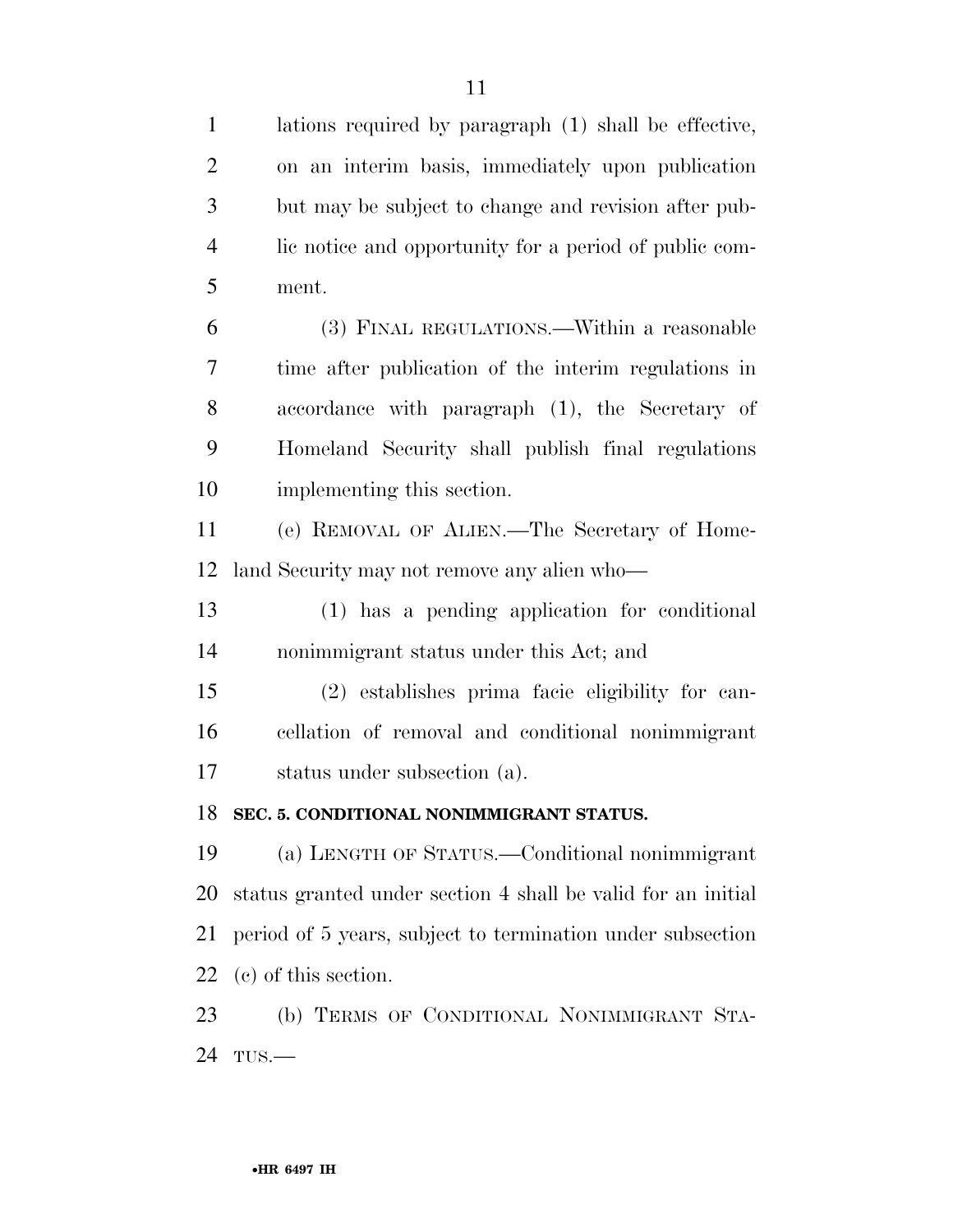lations required by paragraph (1) shall be effective, on an interim basis, immediately upon publication but may be subject to change and revision after public notice and opportunity for a period of public comment.

(3) FINAL REGULATIONS.—Within a reasonable time after publication of the interim regulations in accordance with paragraph (1), the Secretary of Homeland Security shall publish final regulations implementing this section.

(e) REMOVAL OF ALIEN.—The Secretary of Homeland Security may not remove any alien who—

(1) has a pending application for conditional nonimmigrant status under this Act; and

(2) establishes prima facie eligibility for cancellation of removal and conditional nonimmigrant status under subsection (a).

**SEC. 5. CONDITIONAL NONIMMIGRANT STATUS.**

(a) LENGTH OF STATUS.—Conditional nonimmigrant status granted under section 4 shall be valid for an initial period of 5 years, subject to termination under subsection (c) of this section.

(b) TERMS OF CONDITIONAL NONIMMIGRANT STATUS.—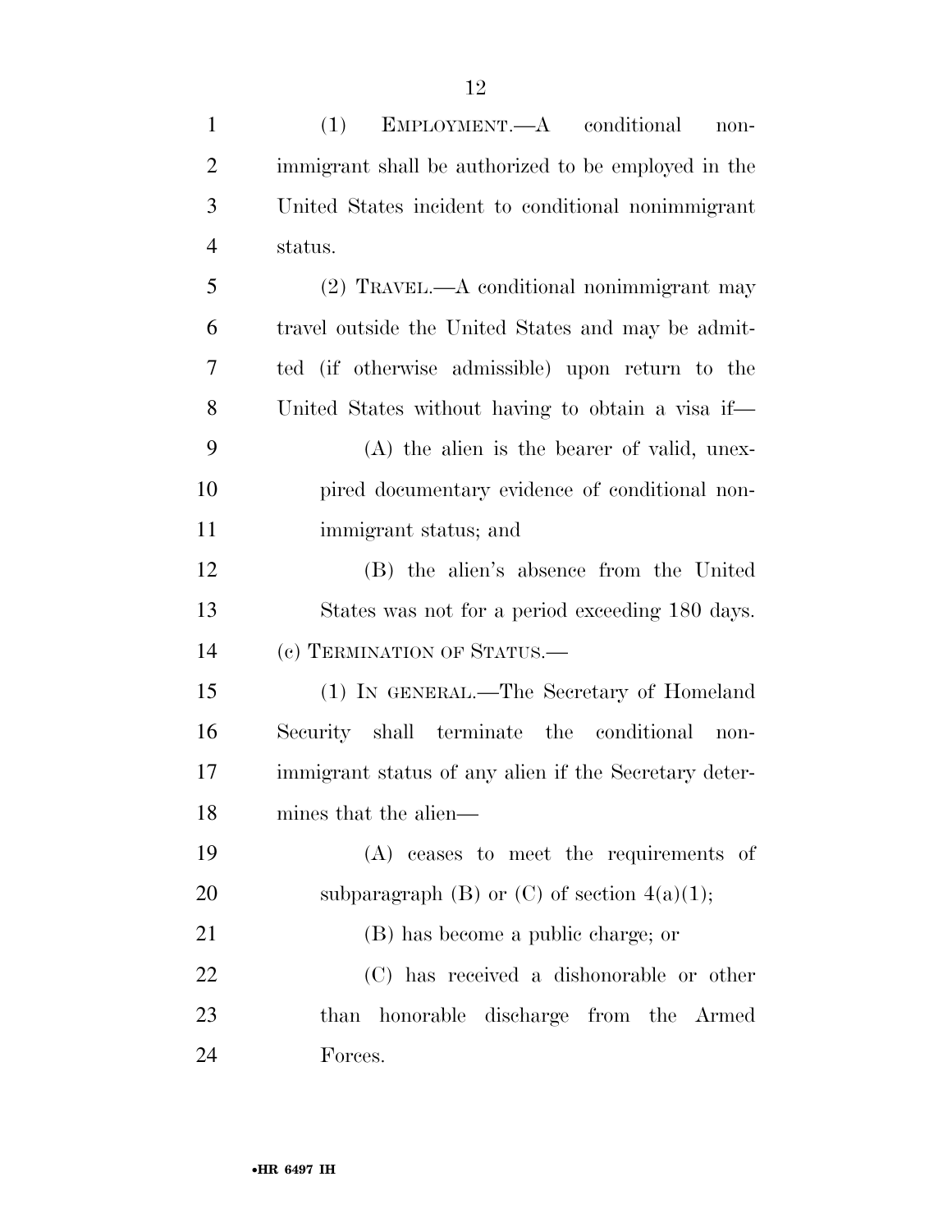(1) EMPLOYMENT.—A conditional nonimmigrant shall be authorized to be employed in the United States incident to conditional nonimmigrant status.

(2) TRAVEL.—A conditional nonimmigrant may travel outside the United States and may be admitted (if otherwise admissible) upon return to the United States without having to obtain a visa if—

(A) the alien is the bearer of valid, unexpired documentary evidence of conditional nonimmigrant status; and

(B) the alien's absence from the United States was not for a period exceeding 180 days.

(c) TERMINATION OF STATUS.—

(1) IN GENERAL.—The Secretary of Homeland Security shall terminate the conditional nonimmigrant status of any alien if the Secretary determines that the alien—

(A) ceases to meet the requirements of subparagraph (B) or (C) of section 4(a)(1);

(B) has become a public charge; or

(C) has received a dishonorable or other than honorable discharge from the Armed Forces.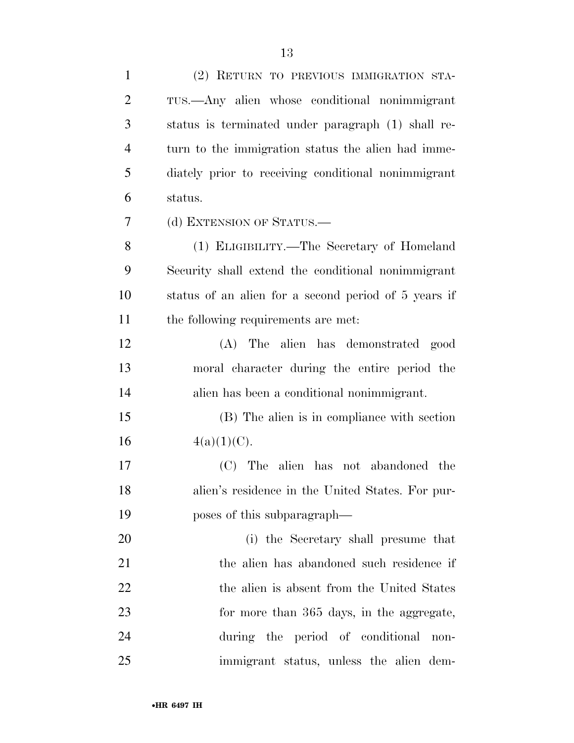(2) RETURN TO PREVIOUS IMMIGRATION STATUS.—Any alien whose conditional nonimmigrant status is terminated under paragraph (1) shall return to the immigration status the alien had immediately prior to receiving conditional nonimmigrant status.

(d) EXTENSION OF STATUS.—

(1) ELIGIBILITY.—The Secretary of Homeland Security shall extend the conditional nonimmigrant status of an alien for a second period of 5 years if the following requirements are met:

(A) The alien has demonstrated good moral character during the entire period the alien has been a conditional nonimmigrant.

(B) The alien is in compliance with section 4(a)(1)(C).

(C) The alien has not abandoned the alien's residence in the United States. For purposes of this subparagraph—

(i) the Secretary shall presume that the alien has abandoned such residence if the alien is absent from the United States for more than 365 days, in the aggregate, during the period of conditional nonimmigrant status, unless the alien dem-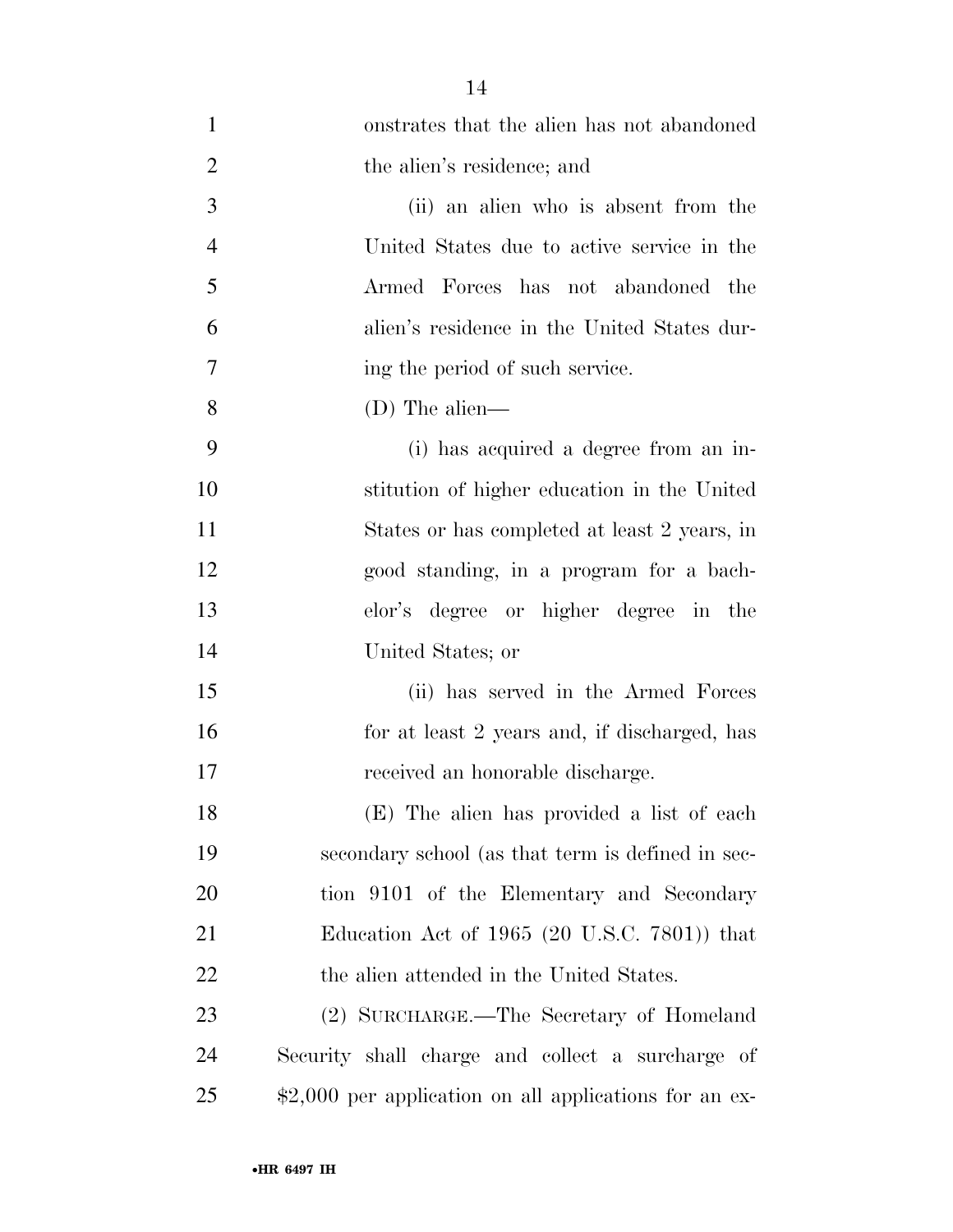onstrates that the alien has not abandoned the alien's residence; and

(ii) an alien who is absent from the United States due to active service in the Armed Forces has not abandoned the alien's residence in the United States during the period of such service.

(D) The alien—

(i) has acquired a degree from an institution of higher education in the United States or has completed at least 2 years, in good standing, in a program for a bachelor's degree or higher degree in the United States; or

(ii) has served in the Armed Forces for at least 2 years and, if discharged, has received an honorable discharge.

(E) The alien has provided a list of each secondary school (as that term is defined in section 9101 of the Elementary and Secondary Education Act of 1965 (20 U.S.C. 7801)) that the alien attended in the United States.

(2) SURCHARGE.—The Secretary of Homeland Security shall charge and collect a surcharge of $2,000 per application on all applications for an ex-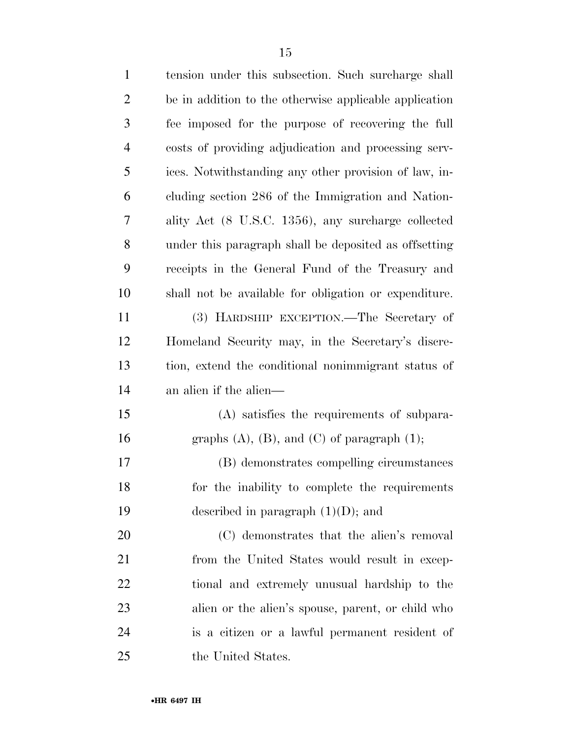tension under this subsection. Such surcharge shall be in addition to the otherwise applicable application fee imposed for the purpose of recovering the full costs of providing adjudication and processing services. Notwithstanding any other provision of law, including section 286 of the Immigration and Nationality Act (8 U.S.C. 1356), any surcharge collected under this paragraph shall be deposited as offsetting receipts in the General Fund of the Treasury and shall not be available for obligation or expenditure.

(3) HARDSHIP EXCEPTION.—The Secretary of Homeland Security may, in the Secretary's discretion, extend the conditional nonimmigrant status of an alien if the alien—

(A) satisfies the requirements of subparagraphs (A), (B), and (C) of paragraph (1);

(B) demonstrates compelling circumstances for the inability to complete the requirements described in paragraph (1)(D); and

(C) demonstrates that the alien's removal from the United States would result in exceptional and extremely unusual hardship to the alien or the alien's spouse, parent, or child who is a citizen or a lawful permanent resident of the United States.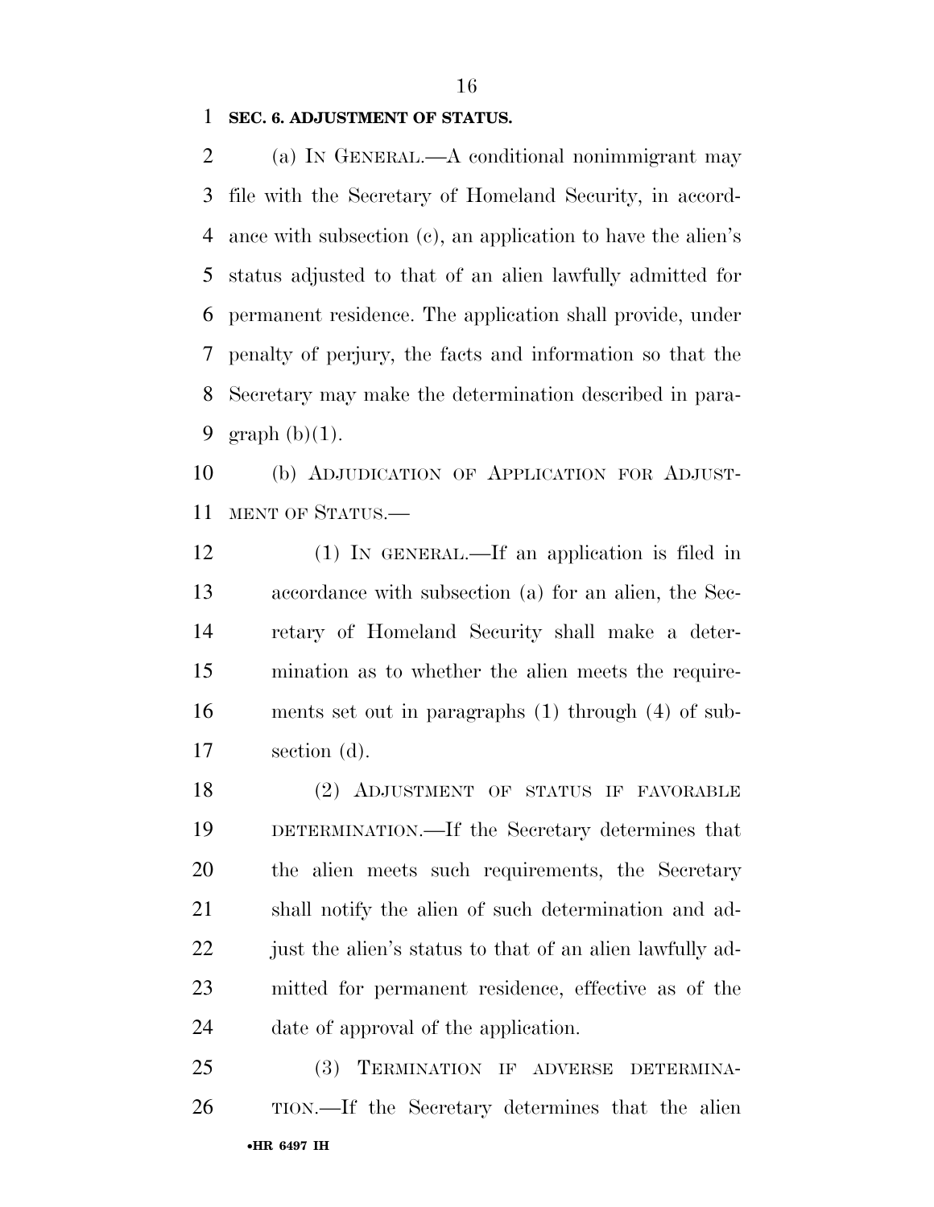**SEC. 6. ADJUSTMENT OF STATUS.**

(a) IN GENERAL.—A conditional nonimmigrant may file with the Secretary of Homeland Security, in accordance with subsection (c), an application to have the alien's status adjusted to that of an alien lawfully admitted for permanent residence. The application shall provide, under penalty of perjury, the facts and information so that the Secretary may make the determination described in paragraph (b)(1).

(b) ADJUDICATION OF APPLICATION FOR ADJUSTMENT OF STATUS.—

(1) IN GENERAL.—If an application is filed in accordance with subsection (a) for an alien, the Secretary of Homeland Security shall make a determination as to whether the alien meets the requirements set out in paragraphs (1) through (4) of subsection (d).

(2) ADJUSTMENT OF STATUS IF FAVORABLE DETERMINATION.—If the Secretary determines that the alien meets such requirements, the Secretary shall notify the alien of such determination and adjust the alien's status to that of an alien lawfully admitted for permanent residence, effective as of the date of approval of the application.

(3) TERMINATION IF ADVERSE DETERMINATION.—If the Secretary determines that the alien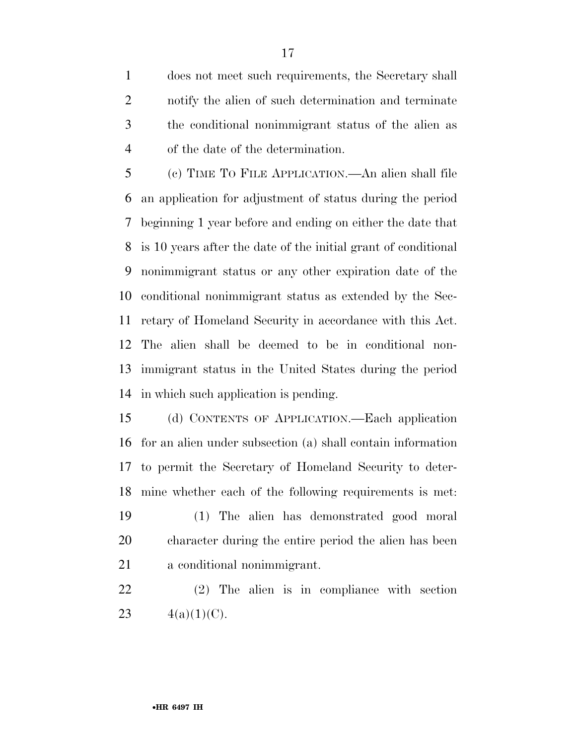does not meet such requirements, the Secretary shall notify the alien of such determination and terminate the conditional nonimmigrant status of the alien as of the date of the determination.

(c) TIME TO FILE APPLICATION.—An alien shall file an application for adjustment of status during the period beginning 1 year before and ending on either the date that is 10 years after the date of the initial grant of conditional nonimmigrant status or any other expiration date of the conditional nonimmigrant status as extended by the Secretary of Homeland Security in accordance with this Act. The alien shall be deemed to be in conditional nonimmigrant status in the United States during the period in which such application is pending.

(d) CONTENTS OF APPLICATION.—Each application for an alien under subsection (a) shall contain information to permit the Secretary of Homeland Security to determine whether each of the following requirements is met:

(1) The alien has demonstrated good moral character during the entire period the alien has been a conditional nonimmigrant.

(2) The alien is in compliance with section 4(a)(1)(C).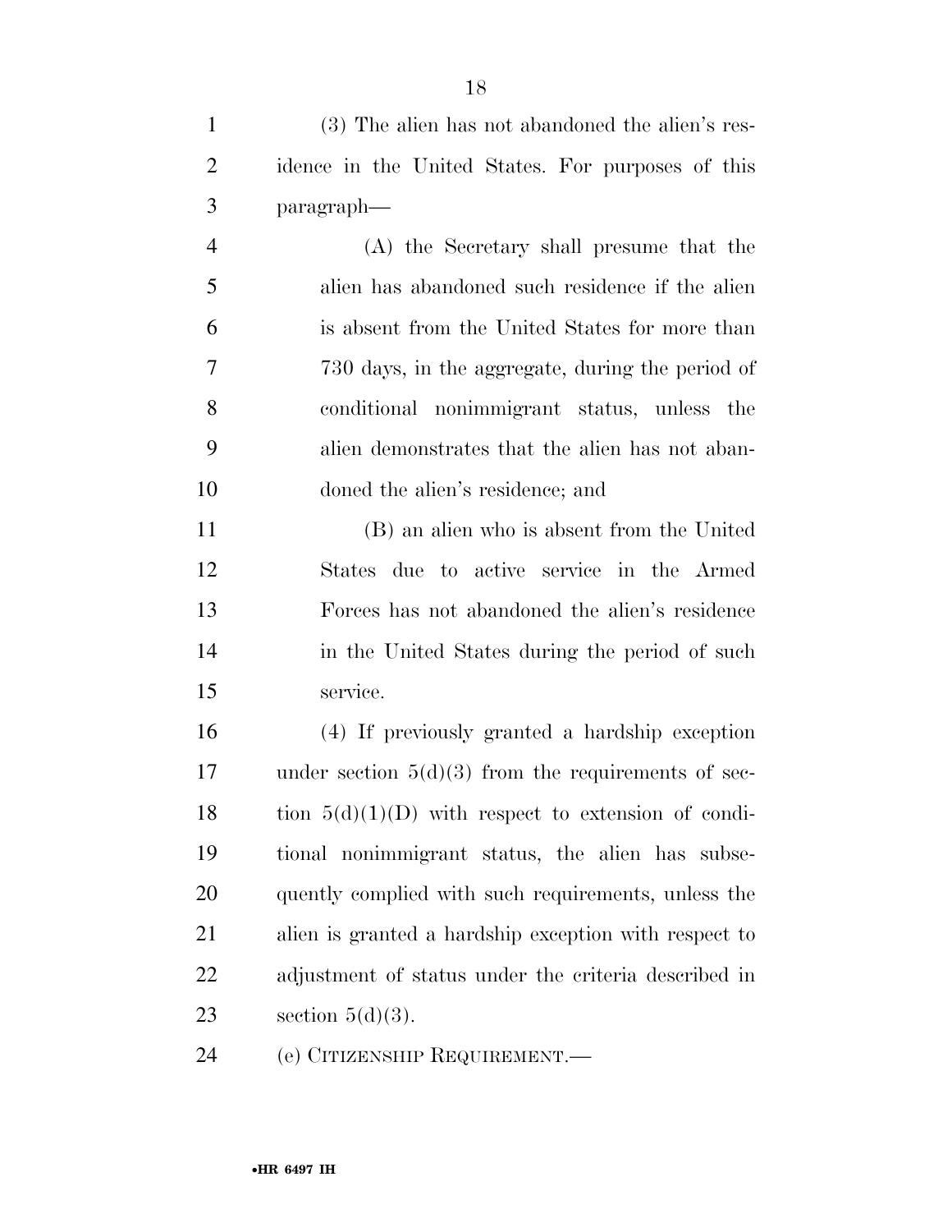(3) The alien has not abandoned the alien's residence in the United States. For purposes of this paragraph—

(A) the Secretary shall presume that the alien has abandoned such residence if the alien is absent from the United States for more than 730 days, in the aggregate, during the period of conditional nonimmigrant status, unless the alien demonstrates that the alien has not abandoned the alien's residence; and

(B) an alien who is absent from the United States due to active service in the Armed Forces has not abandoned the alien's residence in the United States during the period of such service.

(4) If previously granted a hardship exception under section 5(d)(3) from the requirements of section 5(d)(1)(D) with respect to extension of conditional nonimmigrant status, the alien has subsequently complied with such requirements, unless the alien is granted a hardship exception with respect to adjustment of status under the criteria described in section 5(d)(3).

(e) CITIZENSHIP REQUIREMENT.—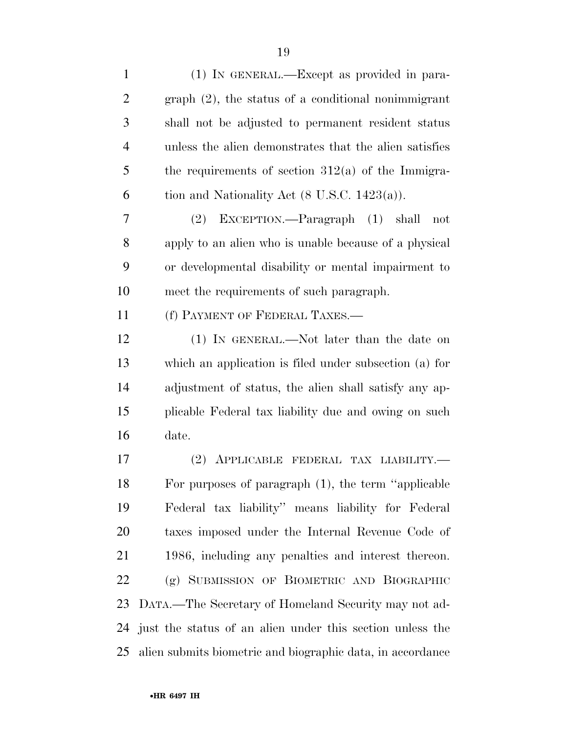(1) IN GENERAL.—Except as provided in paragraph (2), the status of a conditional nonimmigrant shall not be adjusted to permanent resident status unless the alien demonstrates that the alien satisfies the requirements of section 312(a) of the Immigration and Nationality Act (8 U.S.C. 1423(a)).

(2) EXCEPTION.—Paragraph (1) shall not apply to an alien who is unable because of a physical or developmental disability or mental impairment to meet the requirements of such paragraph.

(f) PAYMENT OF FEDERAL TAXES.—

(1) IN GENERAL.—Not later than the date on which an application is filed under subsection (a) for adjustment of status, the alien shall satisfy any applicable Federal tax liability due and owing on such date.

(2) APPLICABLE FEDERAL TAX LIABILITY.—For purposes of paragraph (1), the term ''applicable Federal tax liability'' means liability for Federal taxes imposed under the Internal Revenue Code of 1986, including any penalties and interest thereon.

(g) SUBMISSION OF BIOMETRIC AND BIOGRAPHIC DATA.—The Secretary of Homeland Security may not adjust the status of an alien under this section unless the alien submits biometric and biographic data, in accordance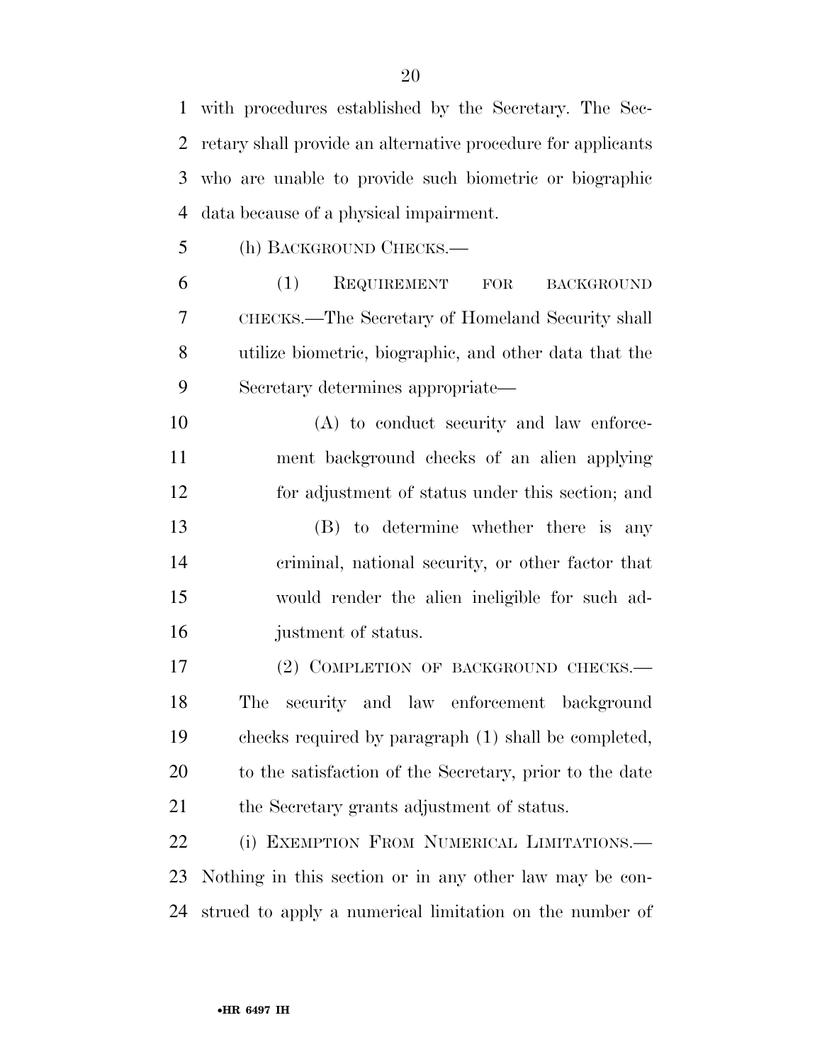with procedures established by the Secretary. The Secretary shall provide an alternative procedure for applicants who are unable to provide such biometric or biographic data because of a physical impairment.

(h) BACKGROUND CHECKS.—

(1) REQUIREMENT FOR BACKGROUND CHECKS.—The Secretary of Homeland Security shall utilize biometric, biographic, and other data that the Secretary determines appropriate—

(A) to conduct security and law enforcement background checks of an alien applying for adjustment of status under this section; and

(B) to determine whether there is any criminal, national security, or other factor that would render the alien ineligible for such adjustment of status.

(2) COMPLETION OF BACKGROUND CHECKS.—The security and law enforcement background checks required by paragraph (1) shall be completed, to the satisfaction of the Secretary, prior to the date the Secretary grants adjustment of status.

(i) EXEMPTION FROM NUMERICAL LIMITATIONS.—Nothing in this section or in any other law may be construed to apply a numerical limitation on the number of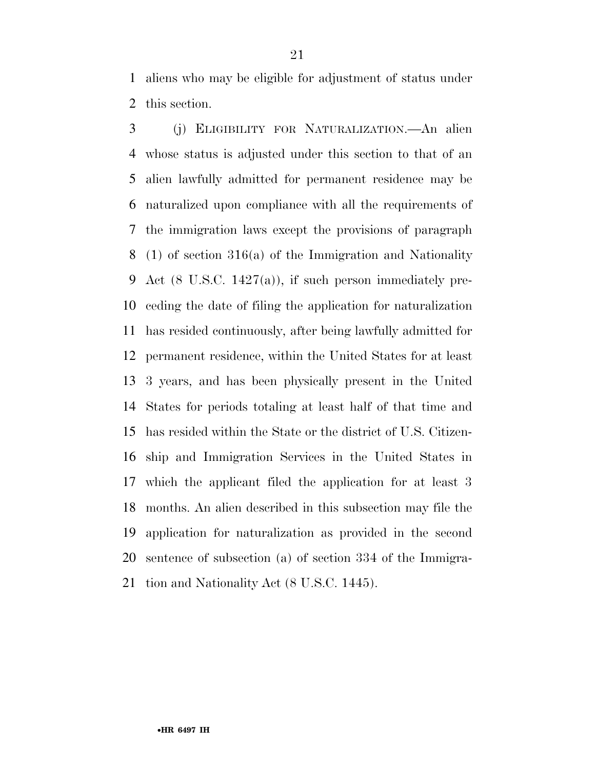aliens who may be eligible for adjustment of status under this section.

(j) ELIGIBILITY FOR NATURALIZATION.—An alien whose status is adjusted under this section to that of an alien lawfully admitted for permanent residence may be naturalized upon compliance with all the requirements of the immigration laws except the provisions of paragraph (1) of section 316(a) of the Immigration and Nationality Act (8 U.S.C. 1427(a)), if such person immediately preceding the date of filing the application for naturalization has resided continuously, after being lawfully admitted for permanent residence, within the United States for at least 3 years, and has been physically present in the United States for periods totaling at least half of that time and has resided within the State or the district of U.S. Citizenship and Immigration Services in the United States in which the applicant filed the application for at least 3 months. An alien described in this subsection may file the application for naturalization as provided in the second sentence of subsection (a) of section 334 of the Immigration and Nationality Act (8 U.S.C. 1445).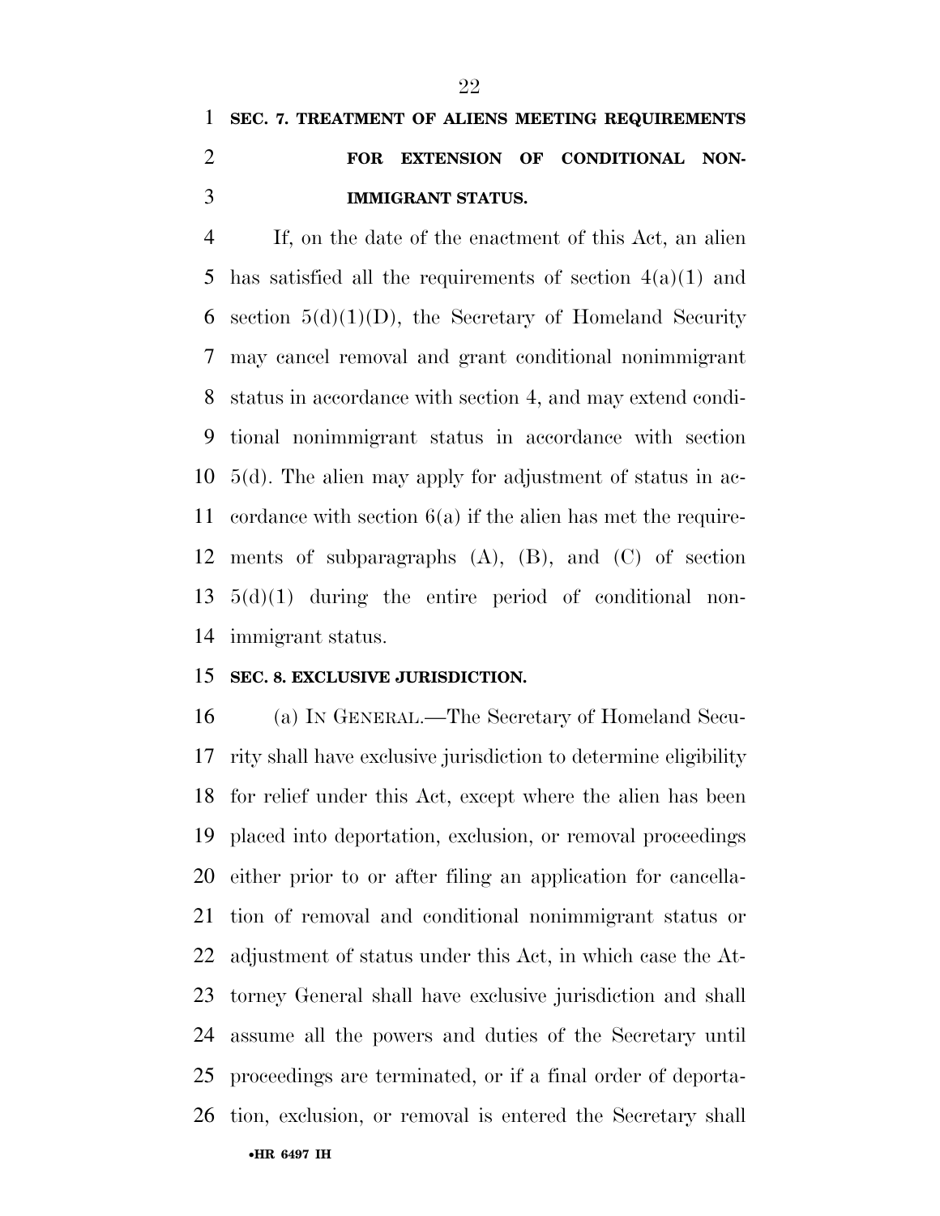**SEC. 7. TREATMENT OF ALIENS MEETING REQUIREMENTS FOR EXTENSION OF CONDITIONAL NONIMMIGRANT STATUS.**

If, on the date of the enactment of this Act, an alien has satisfied all the requirements of section 4(a)(1) and section 5(d)(1)(D), the Secretary of Homeland Security may cancel removal and grant conditional nonimmigrant status in accordance with section 4, and may extend conditional nonimmigrant status in accordance with section 5(d). The alien may apply for adjustment of status in accordance with section 6(a) if the alien has met the requirements of subparagraphs (A), (B), and (C) of section 5(d)(1) during the entire period of conditional nonimmigrant status.

**SEC. 8. EXCLUSIVE JURISDICTION.**

(a) IN GENERAL.—The Secretary of Homeland Security shall have exclusive jurisdiction to determine eligibility for relief under this Act, except where the alien has been placed into deportation, exclusion, or removal proceedings either prior to or after filing an application for cancellation of removal and conditional nonimmigrant status or adjustment of status under this Act, in which case the Attorney General shall have exclusive jurisdiction and shall assume all the powers and duties of the Secretary until proceedings are terminated, or if a final order of deportation, exclusion, or removal is entered the Secretary shall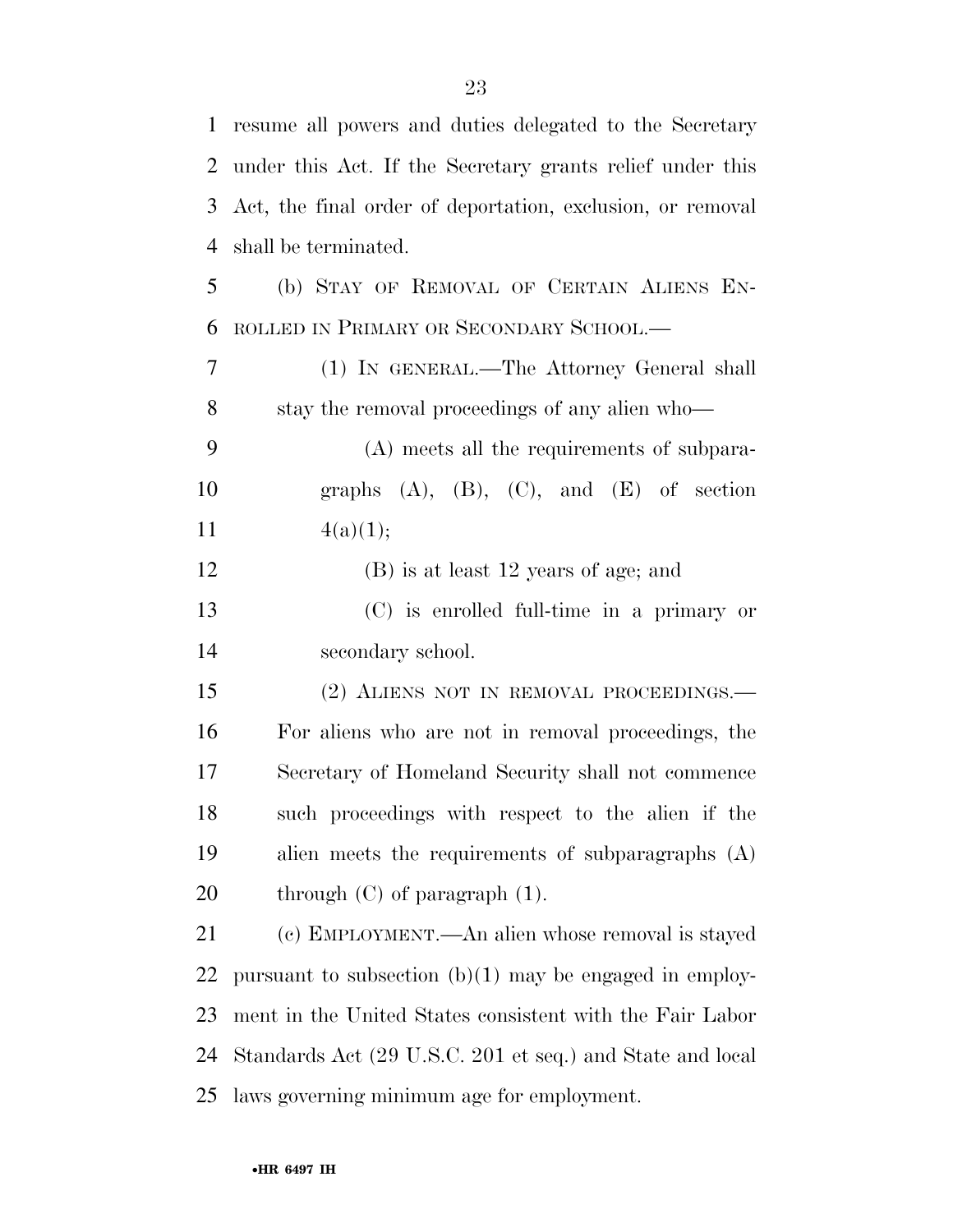resume all powers and duties delegated to the Secretary under this Act. If the Secretary grants relief under this Act, the final order of deportation, exclusion, or removal shall be terminated.

(b) STAY OF REMOVAL OF CERTAIN ALIENS ENROLLED IN PRIMARY OR SECONDARY SCHOOL.—

(1) IN GENERAL.—The Attorney General shall stay the removal proceedings of any alien who—

(A) meets all the requirements of subparagraphs (A), (B), (C), and (E) of section 4(a)(1);

(B) is at least 12 years of age; and

(C) is enrolled full-time in a primary or secondary school.

(2) ALIENS NOT IN REMOVAL PROCEEDINGS.—For aliens who are not in removal proceedings, the Secretary of Homeland Security shall not commence such proceedings with respect to the alien if the alien meets the requirements of subparagraphs (A) through (C) of paragraph (1).

(c) EMPLOYMENT.—An alien whose removal is stayed pursuant to subsection (b)(1) may be engaged in employment in the United States consistent with the Fair Labor Standards Act (29 U.S.C. 201 et seq.) and State and local laws governing minimum age for employment.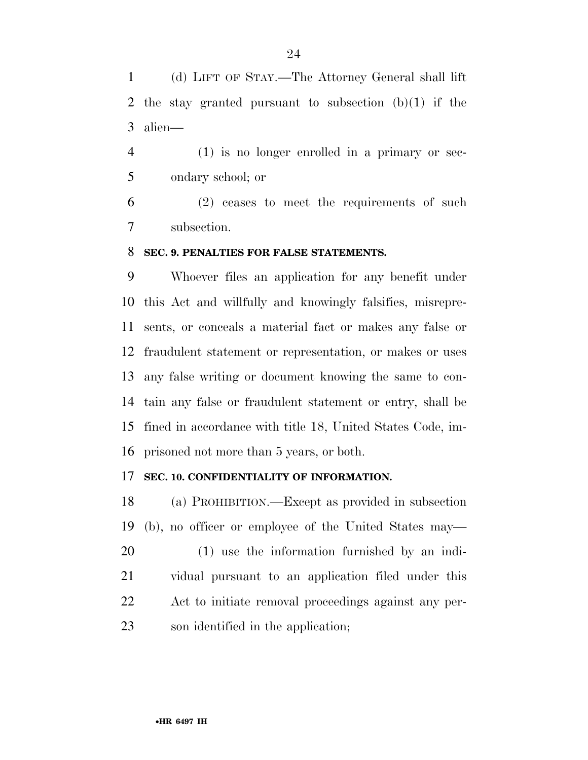(d) LIFT OF STAY.—The Attorney General shall lift the stay granted pursuant to subsection (b)(1) if the alien—

(1) is no longer enrolled in a primary or secondary school; or

(2) ceases to meet the requirements of such subsection.

### SEC. 9. PENALTIES FOR FALSE STATEMENTS.

Whoever files an application for any benefit under this Act and willfully and knowingly falsifies, misrepresents, or conceals a material fact or makes any false or fraudulent statement or representation, or makes or uses any false writing or document knowing the same to contain any false or fraudulent statement or entry, shall be fined in accordance with title 18, United States Code, imprisoned not more than 5 years, or both.

### SEC. 10. CONFIDENTIALITY OF INFORMATION.

(a) PROHIBITION.—Except as provided in subsection (b), no officer or employee of the United States may—

(1) use the information furnished by an individual pursuant to an application filed under this Act to initiate removal proceedings against any person identified in the application;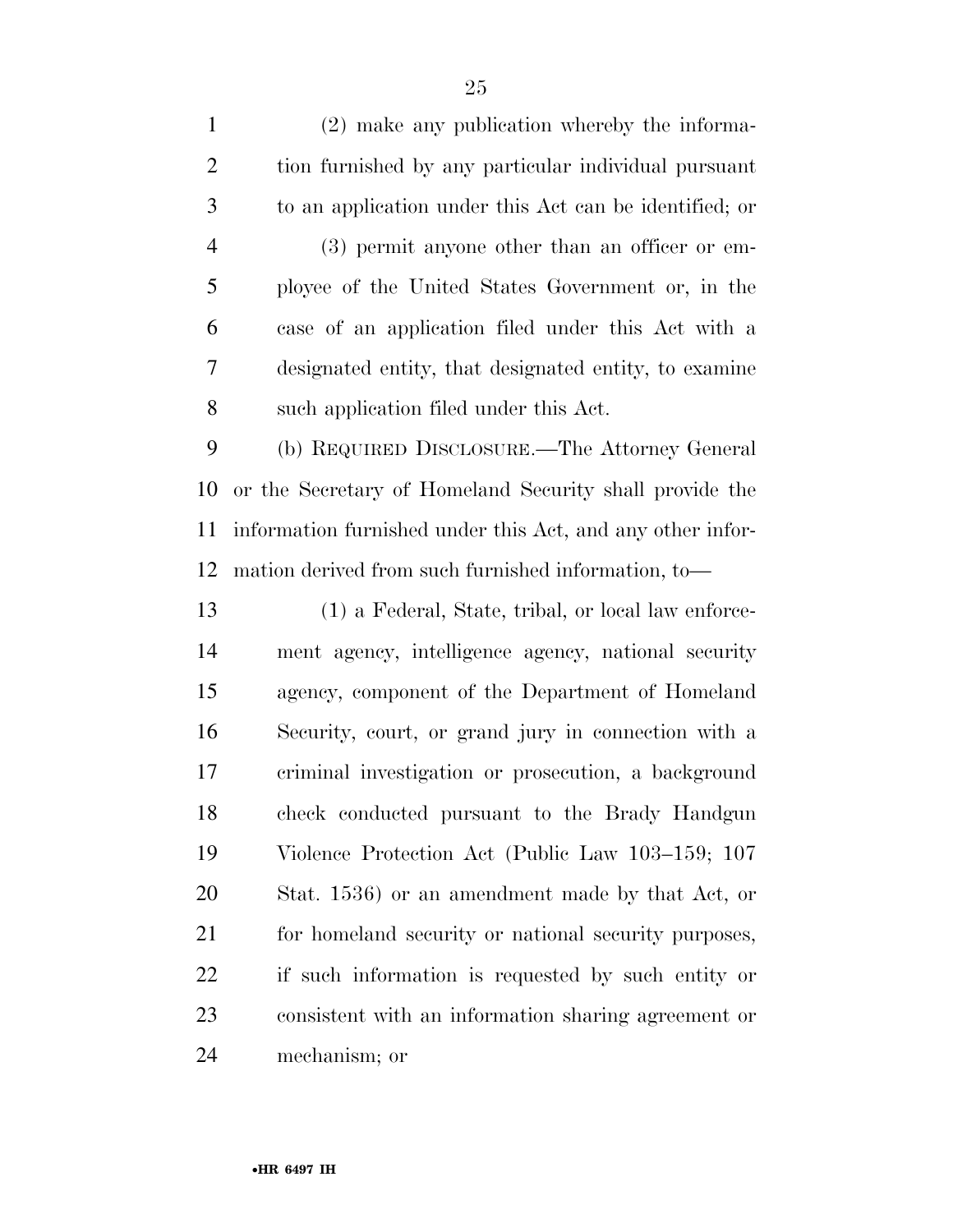(2) make any publication whereby the information furnished by any particular individual pursuant to an application under this Act can be identified; or

(3) permit anyone other than an officer or employee of the United States Government or, in the case of an application filed under this Act with a designated entity, that designated entity, to examine such application filed under this Act.

(b) REQUIRED DISCLOSURE.—The Attorney General or the Secretary of Homeland Security shall provide the information furnished under this Act, and any other information derived from such furnished information, to—

(1) a Federal, State, tribal, or local law enforcement agency, intelligence agency, national security agency, component of the Department of Homeland Security, court, or grand jury in connection with a criminal investigation or prosecution, a background check conducted pursuant to the Brady Handgun Violence Protection Act (Public Law 103–159; 107 Stat. 1536) or an amendment made by that Act, or for homeland security or national security purposes, if such information is requested by such entity or consistent with an information sharing agreement or mechanism; or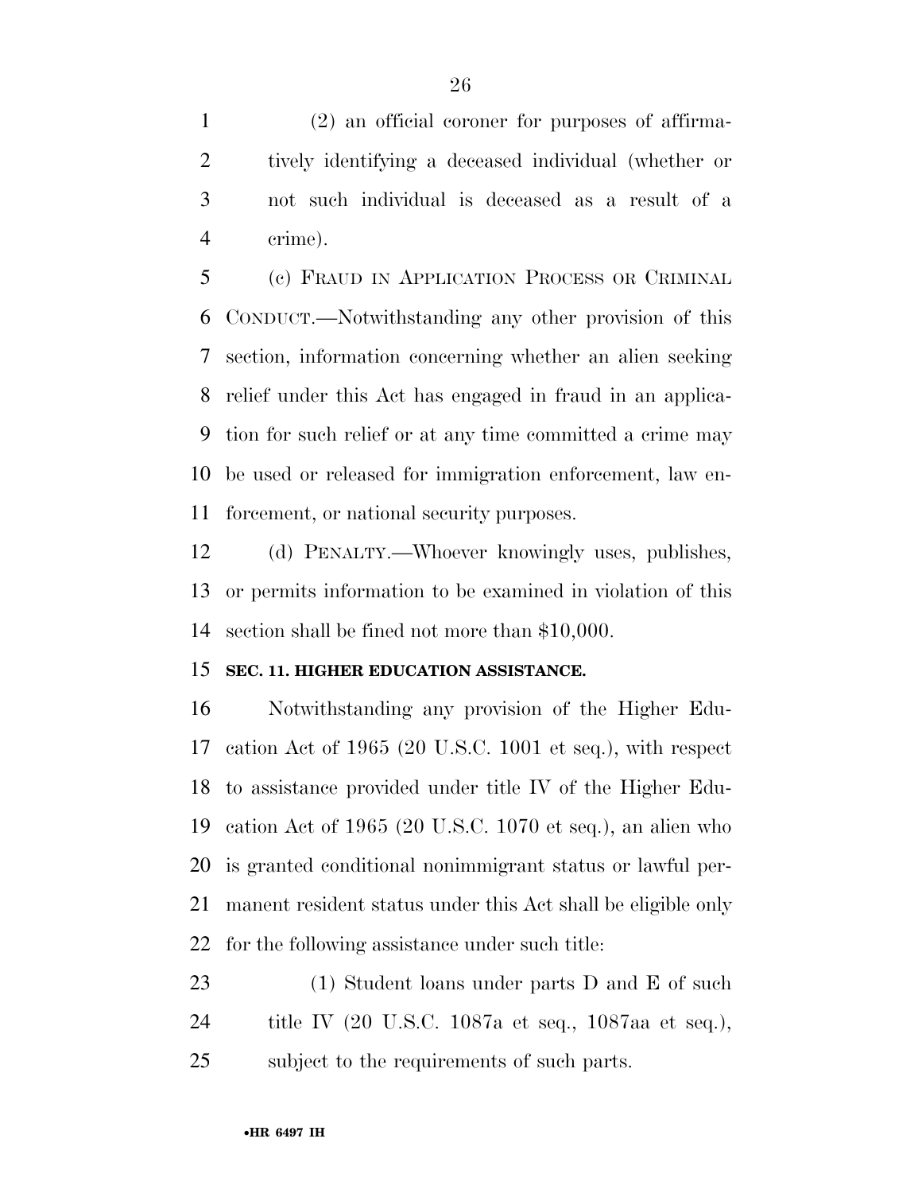(2) an official coroner for purposes of affirmatively identifying a deceased individual (whether or not such individual is deceased as a result of a crime).

(c) FRAUD IN APPLICATION PROCESS OR CRIMINAL CONDUCT.—Notwithstanding any other provision of this section, information concerning whether an alien seeking relief under this Act has engaged in fraud in an application for such relief or at any time committed a crime may be used or released for immigration enforcement, law enforcement, or national security purposes.

(d) PENALTY.—Whoever knowingly uses, publishes, or permits information to be examined in violation of this section shall be fined not more than $10,000.

**SEC. 11. HIGHER EDUCATION ASSISTANCE.**

Notwithstanding any provision of the Higher Education Act of 1965 (20 U.S.C. 1001 et seq.), with respect to assistance provided under title IV of the Higher Education Act of 1965 (20 U.S.C. 1070 et seq.), an alien who is granted conditional nonimmigrant status or lawful permanent resident status under this Act shall be eligible only for the following assistance under such title:

(1) Student loans under parts D and E of such title IV (20 U.S.C. 1087a et seq., 1087aa et seq.), subject to the requirements of such parts.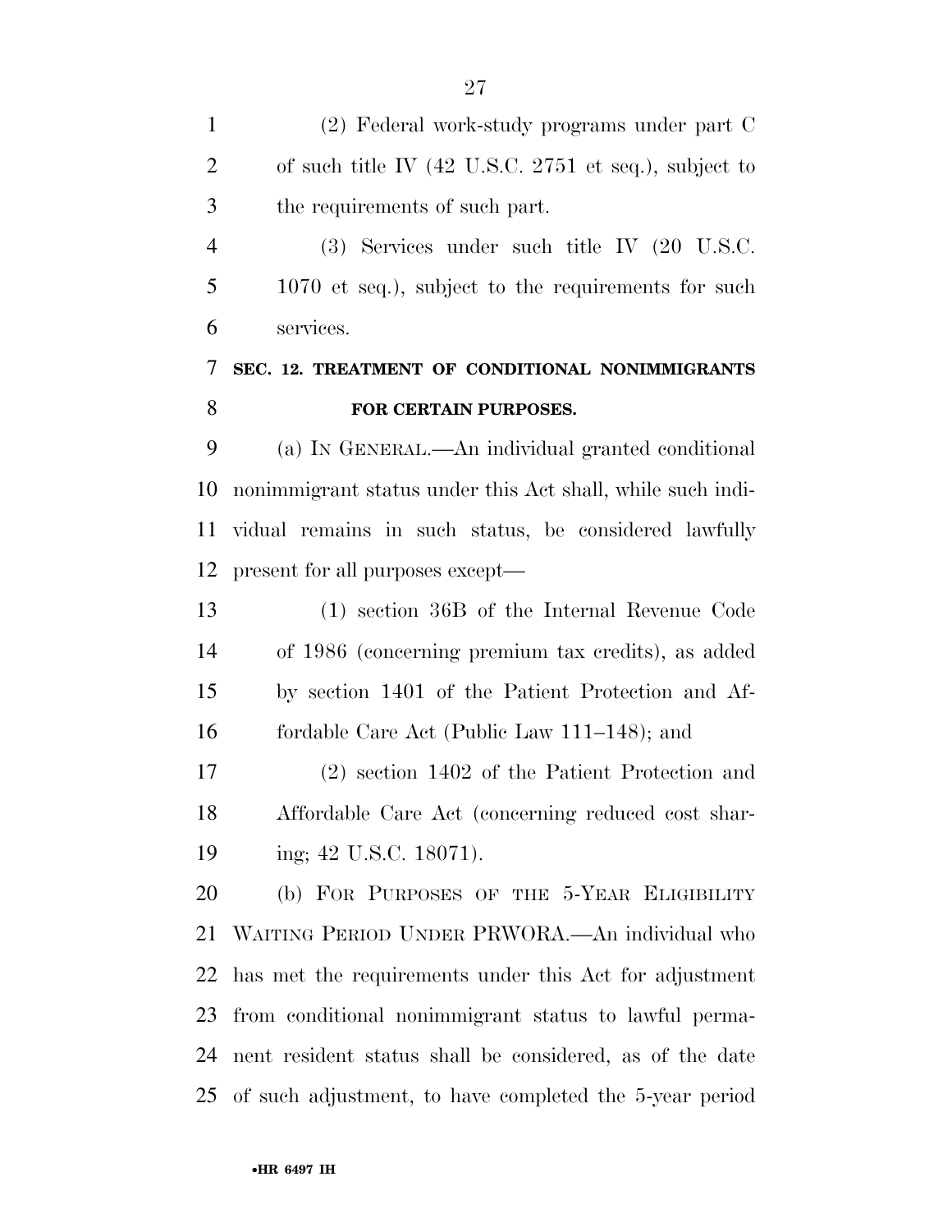(2) Federal work-study programs under part C of such title IV (42 U.S.C. 2751 et seq.), subject to the requirements of such part.

(3) Services under such title IV (20 U.S.C. 1070 et seq.), subject to the requirements for such services.

## SEC. 12. TREATMENT OF CONDITIONAL NONIMMIGRANTS FOR CERTAIN PURPOSES.

(a) IN GENERAL.—An individual granted conditional nonimmigrant status under this Act shall, while such individual remains in such status, be considered lawfully present for all purposes except—

(1) section 36B of the Internal Revenue Code of 1986 (concerning premium tax credits), as added by section 1401 of the Patient Protection and Affordable Care Act (Public Law 111–148); and

(2) section 1402 of the Patient Protection and Affordable Care Act (concerning reduced cost sharing; 42 U.S.C. 18071).

(b) FOR PURPOSES OF THE 5-YEAR ELIGIBILITY WAITING PERIOD UNDER PRWORA.—An individual who has met the requirements under this Act for adjustment from conditional nonimmigrant status to lawful permanent resident status shall be considered, as of the date of such adjustment, to have completed the 5-year period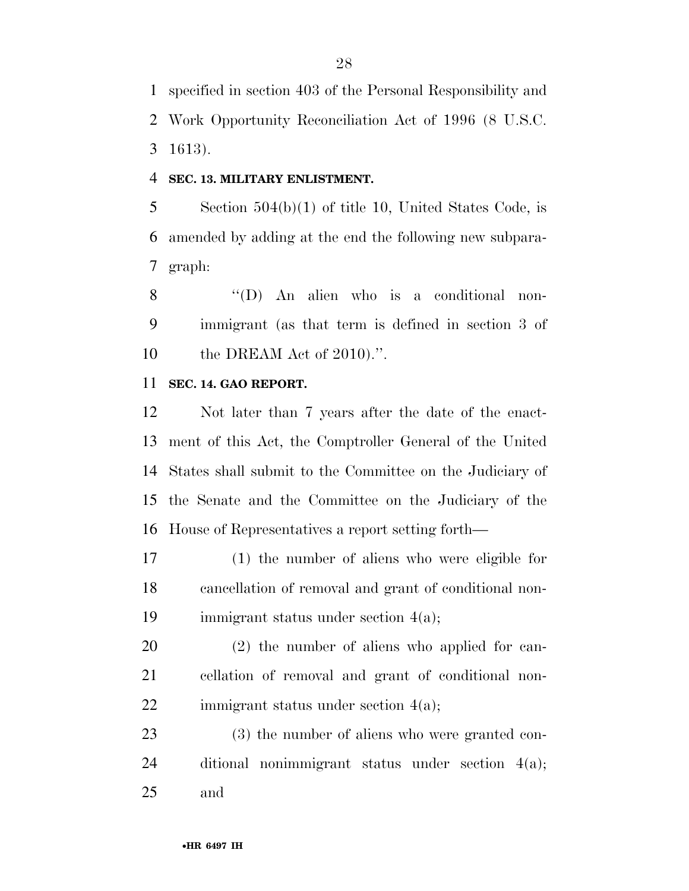specified in section 403 of the Personal Responsibility and Work Opportunity Reconciliation Act of 1996 (8 U.S.C. 1613).

**SEC. 13. MILITARY ENLISTMENT.**

Section 504(b)(1) of title 10, United States Code, is amended by adding at the end the following new subparagraph:

"(D) An alien who is a conditional nonimmigrant (as that term is defined in section 3 of the DREAM Act of 2010).".

**SEC. 14. GAO REPORT.**

Not later than 7 years after the date of the enactment of this Act, the Comptroller General of the United States shall submit to the Committee on the Judiciary of the Senate and the Committee on the Judiciary of the House of Representatives a report setting forth—

(1) the number of aliens who were eligible for cancellation of removal and grant of conditional nonimmigrant status under section 4(a);

(2) the number of aliens who applied for cancellation of removal and grant of conditional nonimmigrant status under section 4(a);

(3) the number of aliens who were granted conditional nonimmigrant status under section 4(a); and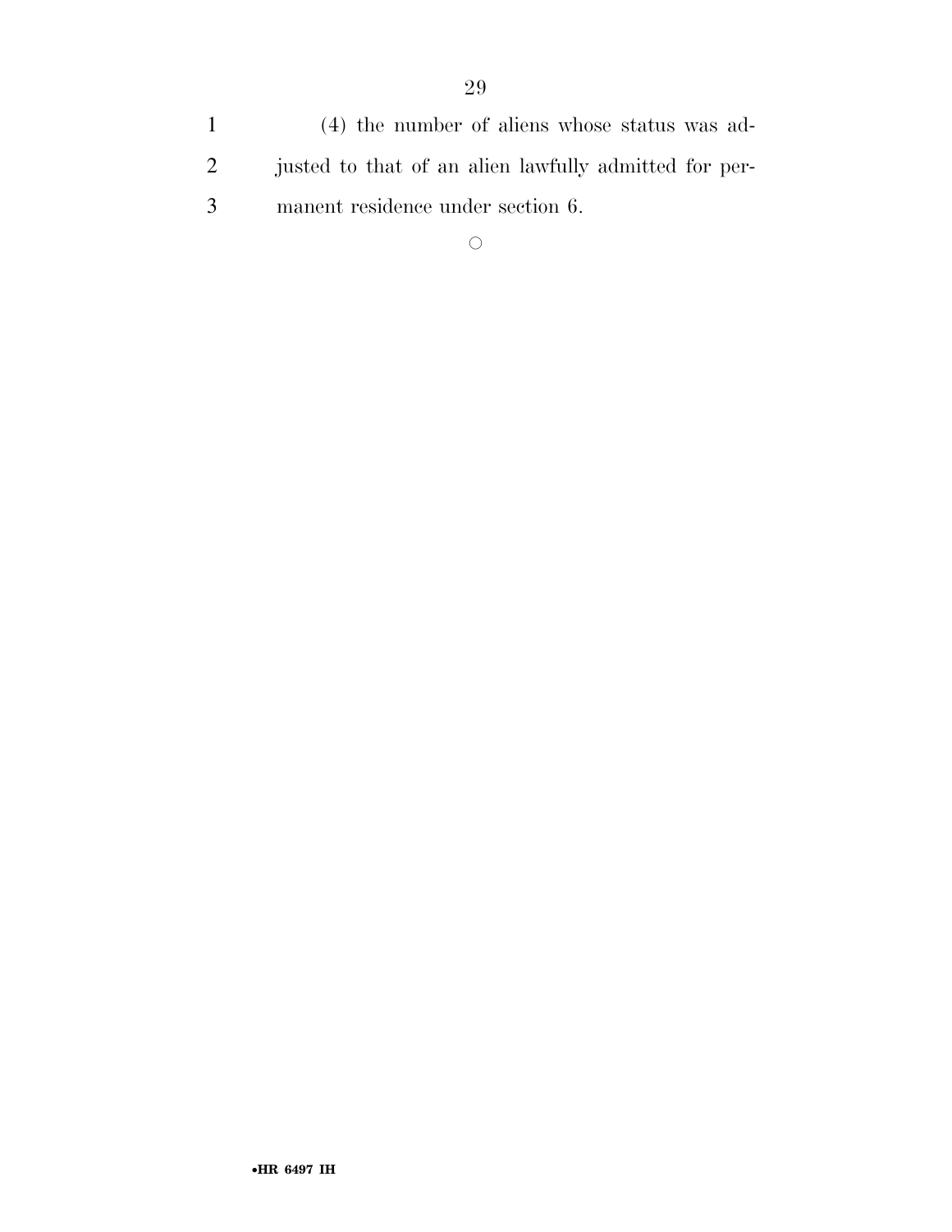(4) the number of aliens whose status was adjusted to that of an alien lawfully admitted for permanent residence under section 6.